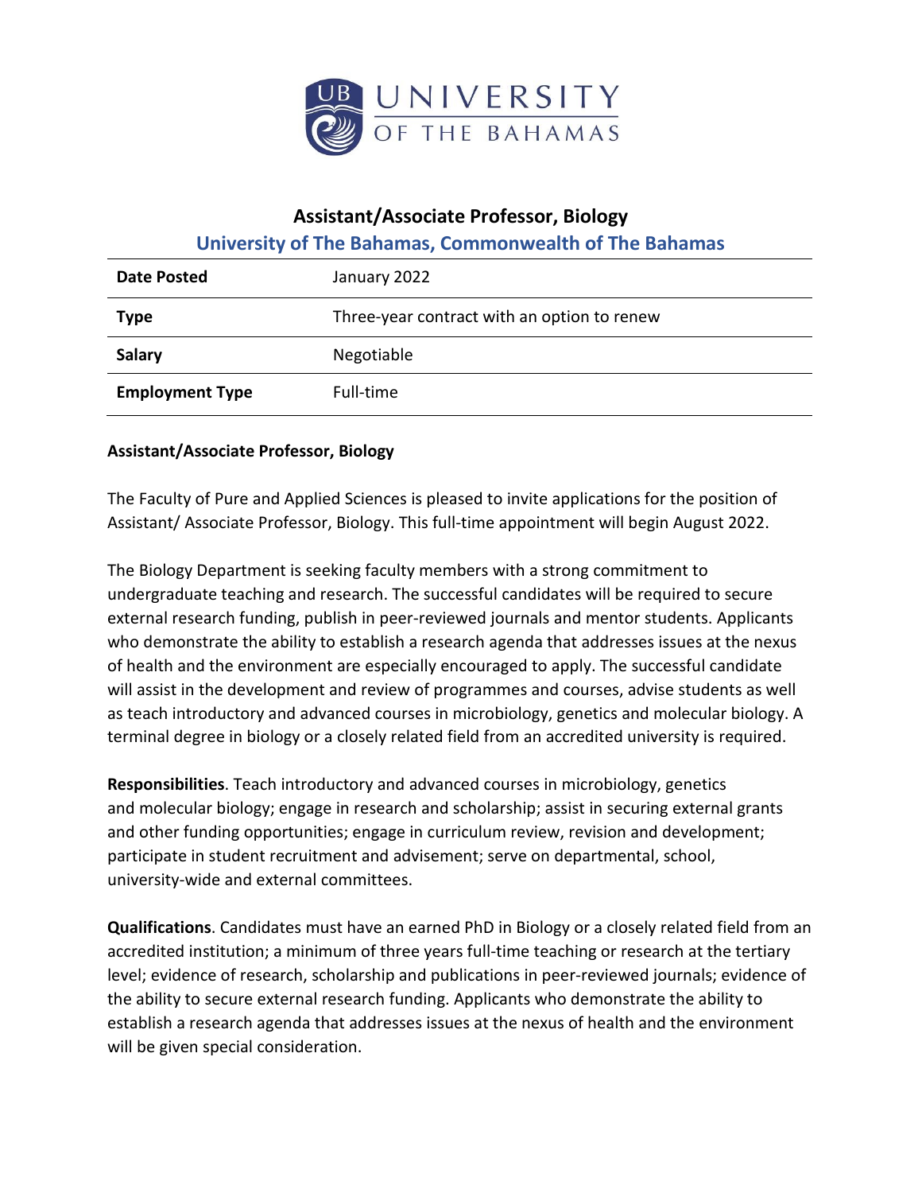# Assistant/Associate Professor, Biology

## University of The Bahamas, Commonwealth of The Bahamas

| | |
|---|---|
| **Date Posted** | January 2022 |
| **Type** | Three-year contract with an option to renew |
| **Salary** | Negotiable |
| **Employment Type** | Full-time |

**Assistant/Associate Professor, Biology**

The Faculty of Pure and Applied Sciences is pleased to invite applications for the position of Assistant/ Associate Professor, Biology. This full-time appointment will begin August 2022.

The Biology Department is seeking faculty members with a strong commitment to undergraduate teaching and research. The successful candidates will be required to secure external research funding, publish in peer-reviewed journals and mentor students. Applicants who demonstrate the ability to establish a research agenda that addresses issues at the nexus of health and the environment are especially encouraged to apply. The successful candidate will assist in the development and review of programmes and courses, advise students as well as teach introductory and advanced courses in microbiology, genetics and molecular biology. A terminal degree in biology or a closely related field from an accredited university is required.

**Responsibilities**. Teach introductory and advanced courses in microbiology, genetics and molecular biology; engage in research and scholarship; assist in securing external grants and other funding opportunities; engage in curriculum review, revision and development; participate in student recruitment and advisement; serve on departmental, school, university-wide and external committees.

**Qualifications**. Candidates must have an earned PhD in Biology or a closely related field from an accredited institution; a minimum of three years full-time teaching or research at the tertiary level; evidence of research, scholarship and publications in peer-reviewed journals; evidence of the ability to secure external research funding. Applicants who demonstrate the ability to establish a research agenda that addresses issues at the nexus of health and the environment will be given special consideration.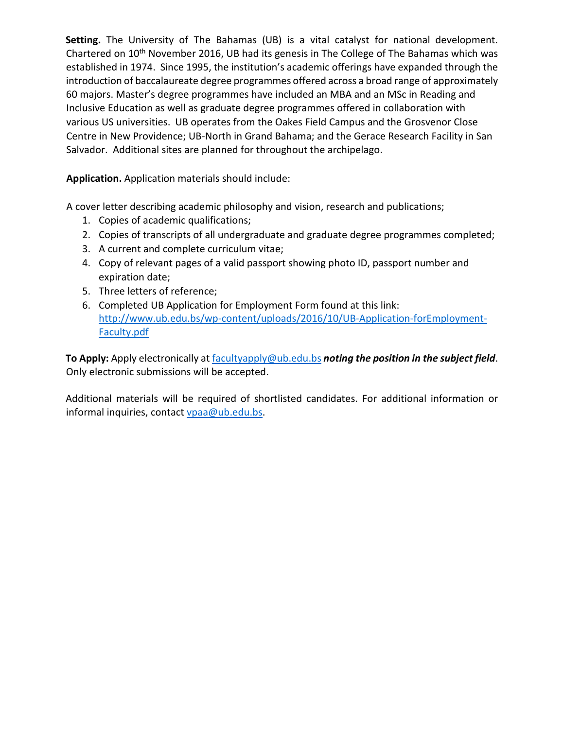**Setting.** The University of The Bahamas (UB) is a vital catalyst for national development. Chartered on 10th November 2016, UB had its genesis in The College of The Bahamas which was established in 1974. Since 1995, the institution's academic offerings have expanded through the introduction of baccalaureate degree programmes offered across a broad range of approximately 60 majors. Master's degree programmes have included an MBA and an MSc in Reading and Inclusive Education as well as graduate degree programmes offered in collaboration with various US universities. UB operates from the Oakes Field Campus and the Grosvenor Close Centre in New Providence; UB-North in Grand Bahama; and the Gerace Research Facility in San Salvador. Additional sites are planned for throughout the archipelago.

**Application.** Application materials should include:

A cover letter describing academic philosophy and vision, research and publications;

1. Copies of academic qualifications;
2. Copies of transcripts of all undergraduate and graduate degree programmes completed;
3. A current and complete curriculum vitae;
4. Copy of relevant pages of a valid passport showing photo ID, passport number and expiration date;
5. Three letters of reference;
6. Completed UB Application for Employment Form found at this link: http://www.ub.edu.bs/wp-content/uploads/2016/10/UB-Application-forEmployment-Faculty.pdf

**To Apply:** Apply electronically at facultyapply@ub.edu.bs ***noting the position in the subject field***. Only electronic submissions will be accepted.

Additional materials will be required of shortlisted candidates. For additional information or informal inquiries, contact vpaa@ub.edu.bs.